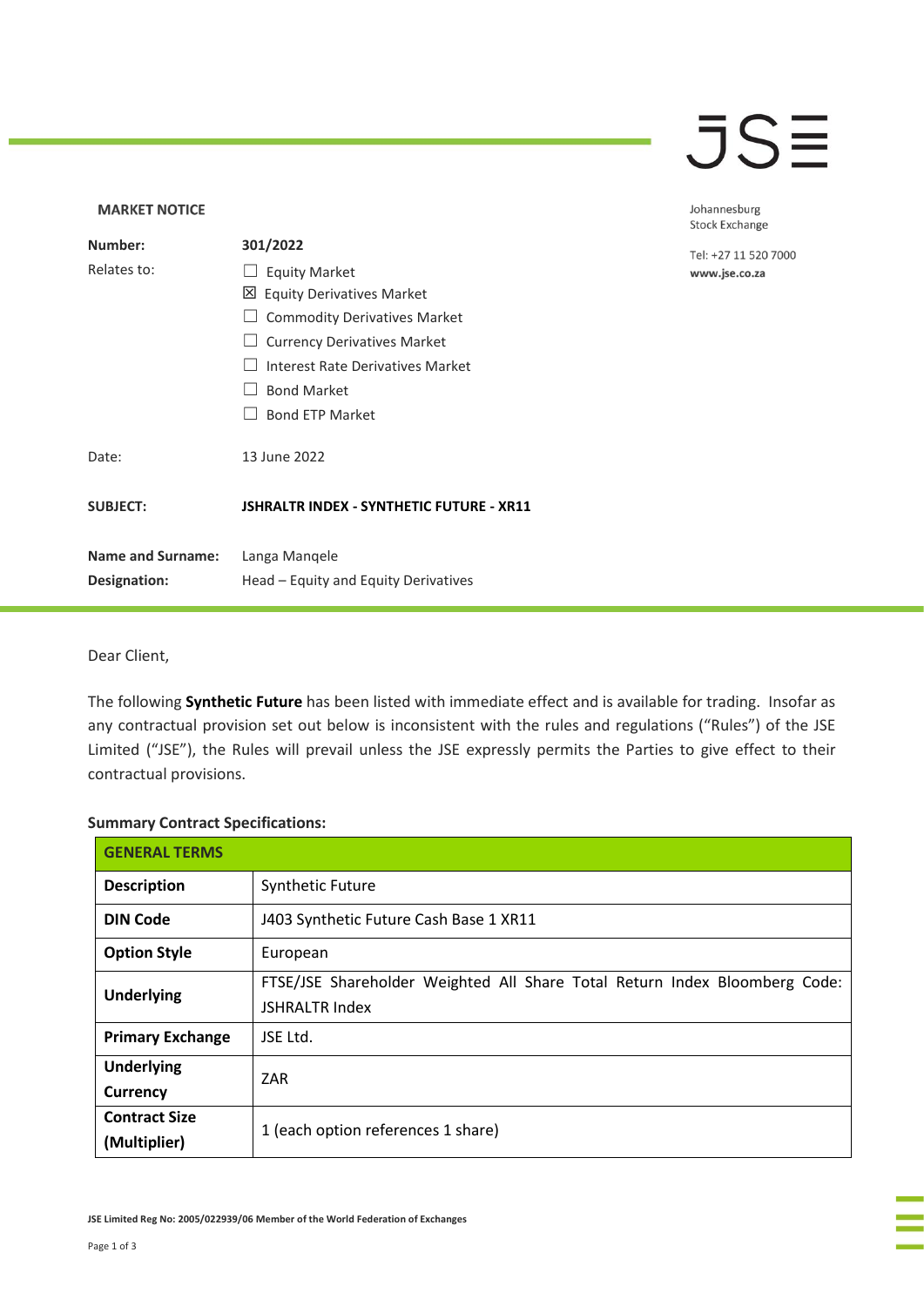**MARKET NOTICE**

Johannesburg Stock Exchange

Tel: +27 11 520 7000
www.jse.co.za

| | |
|---|---|
| **Number:** | **301/2022** |
| Relates to: | ☐ Equity Market<br>☒ Equity Derivatives Market<br>☐ Commodity Derivatives Market<br>☐ Currency Derivatives Market<br>☐ Interest Rate Derivatives Market<br>☐ Bond Market<br>☐ Bond ETP Market |
| Date: | 13 June 2022 |
| **SUBJECT:** | **JSHRALTR INDEX - SYNTHETIC FUTURE - XR11** |
| **Name and Surname:** | Langa Manqele |
| **Designation:** | Head – Equity and Equity Derivatives |

Dear Client,

The following **Synthetic Future** has been listed with immediate effect and is available for trading. Insofar as any contractual provision set out below is inconsistent with the rules and regulations ("Rules") of the JSE Limited ("JSE"), the Rules will prevail unless the JSE expressly permits the Parties to give effect to their contractual provisions.

**Summary Contract Specifications:**

| **GENERAL TERMS** | |
|---|---|
| **Description** | Synthetic Future |
| **DIN Code** | J403 Synthetic Future Cash Base 1 XR11 |
| **Option Style** | European |
| **Underlying** | FTSE/JSE Shareholder Weighted All Share Total Return Index Bloomberg Code: JSHRALTR Index |
| **Primary Exchange** | JSE Ltd. |
| **Underlying Currency** | ZAR |
| **Contract Size (Multiplier)** | 1 (each option references 1 share) |

JSE Limited Reg No: 2005/022939/06 Member of the World Federation of Exchanges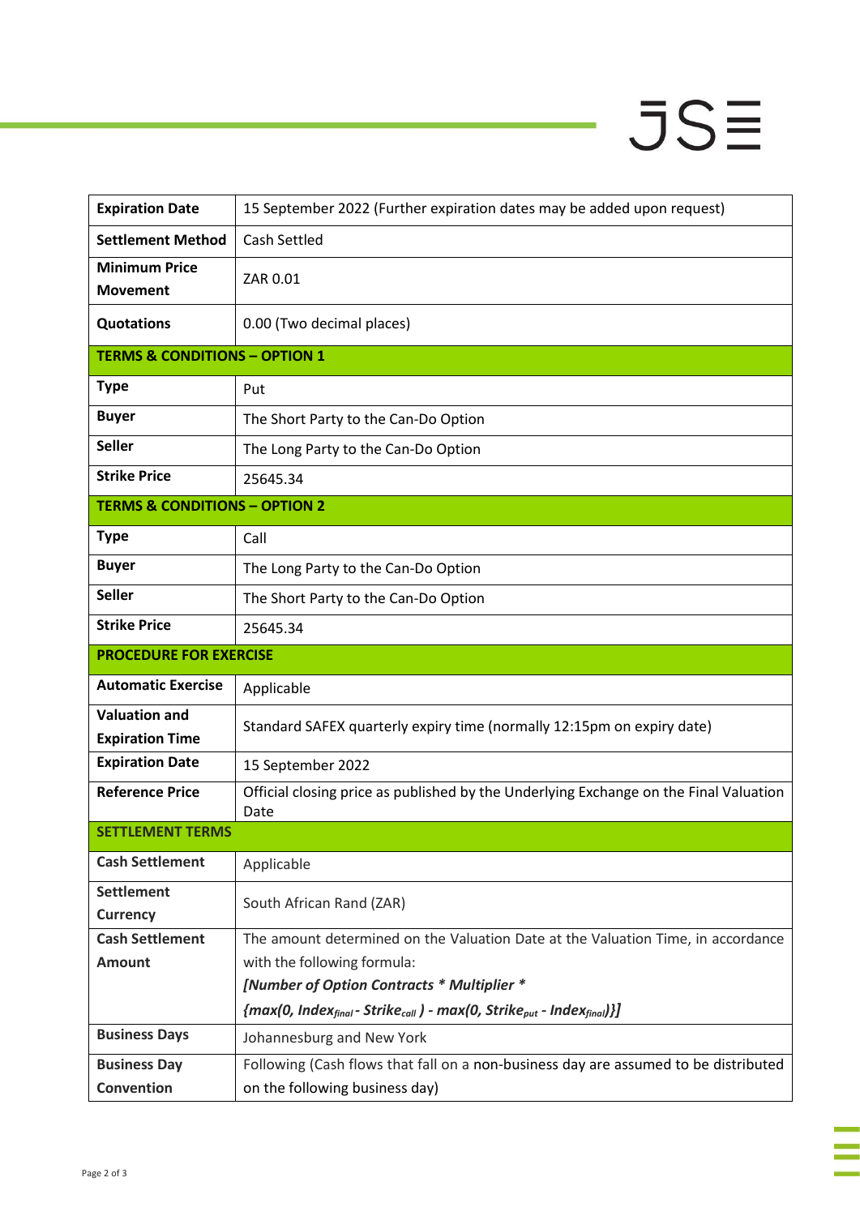| | |
|---|---|
| **Expiration Date** | 15 September 2022 (Further expiration dates may be added upon request) |
| **Settlement Method** | Cash Settled |
| **Minimum Price Movement** | ZAR 0.01 |
| **Quotations** | 0.00 (Two decimal places) |
| **TERMS & CONDITIONS – OPTION 1** | |
| **Type** | Put |
| **Buyer** | The Short Party to the Can-Do Option |
| **Seller** | The Long Party to the Can-Do Option |
| **Strike Price** | 25645.34 |
| **TERMS & CONDITIONS – OPTION 2** | |
| **Type** | Call |
| **Buyer** | The Long Party to the Can-Do Option |
| **Seller** | The Short Party to the Can-Do Option |
| **Strike Price** | 25645.34 |
| **PROCEDURE FOR EXERCISE** | |
| **Automatic Exercise** | Applicable |
| **Valuation and Expiration Time** | Standard SAFEX quarterly expiry time (normally 12:15pm on expiry date) |
| **Expiration Date** | 15 September 2022 |
| **Reference Price** | Official closing price as published by the Underlying Exchange on the Final Valuation Date |
| **SETTLEMENT TERMS** | |
| **Cash Settlement** | Applicable |
| **Settlement Currency** | South African Rand (ZAR) |
| **Cash Settlement Amount** | The amount determined on the Valuation Date at the Valuation Time, in accordance with the following formula: ***[Number of Option Contracts * Multiplier *** $\{max(0, Index_{final} - Strike_{call}) - max(0, Strike_{put} - Index_{final})\}]$ |
| **Business Days** | Johannesburg and New York |
| **Business Day Convention** | Following (Cash flows that fall on a non-business day are assumed to be distributed on the following business day) |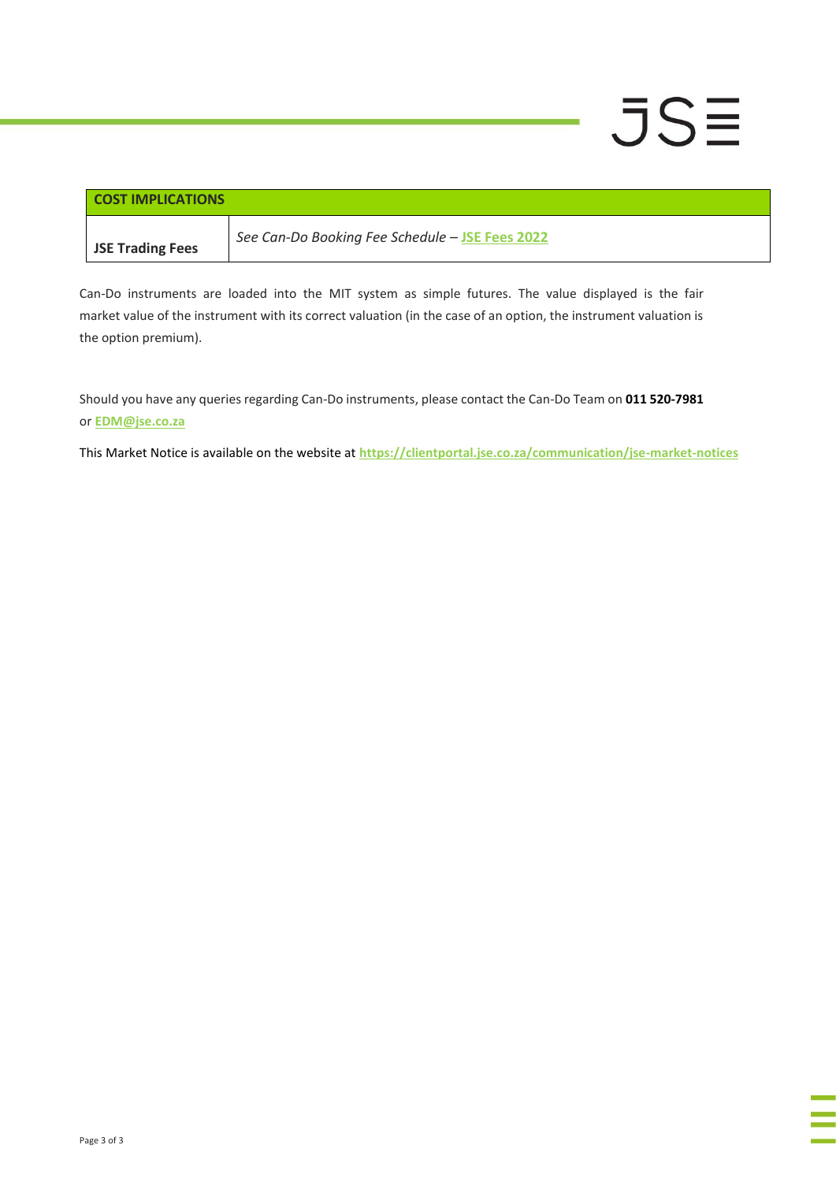| COST IMPLICATIONS | |
|---|---|
| **JSE Trading Fees** | *See Can-Do Booking Fee Schedule –* **JSE Fees 2022** |

Can-Do instruments are loaded into the MIT system as simple futures. The value displayed is the fair market value of the instrument with its correct valuation (in the case of an option, the instrument valuation is the option premium).

Should you have any queries regarding Can-Do instruments, please contact the Can-Do Team on **011 520-7981** or **EDM@jse.co.za**

This Market Notice is available on the website at **https://clientportal.jse.co.za/communication/jse-market-notices**